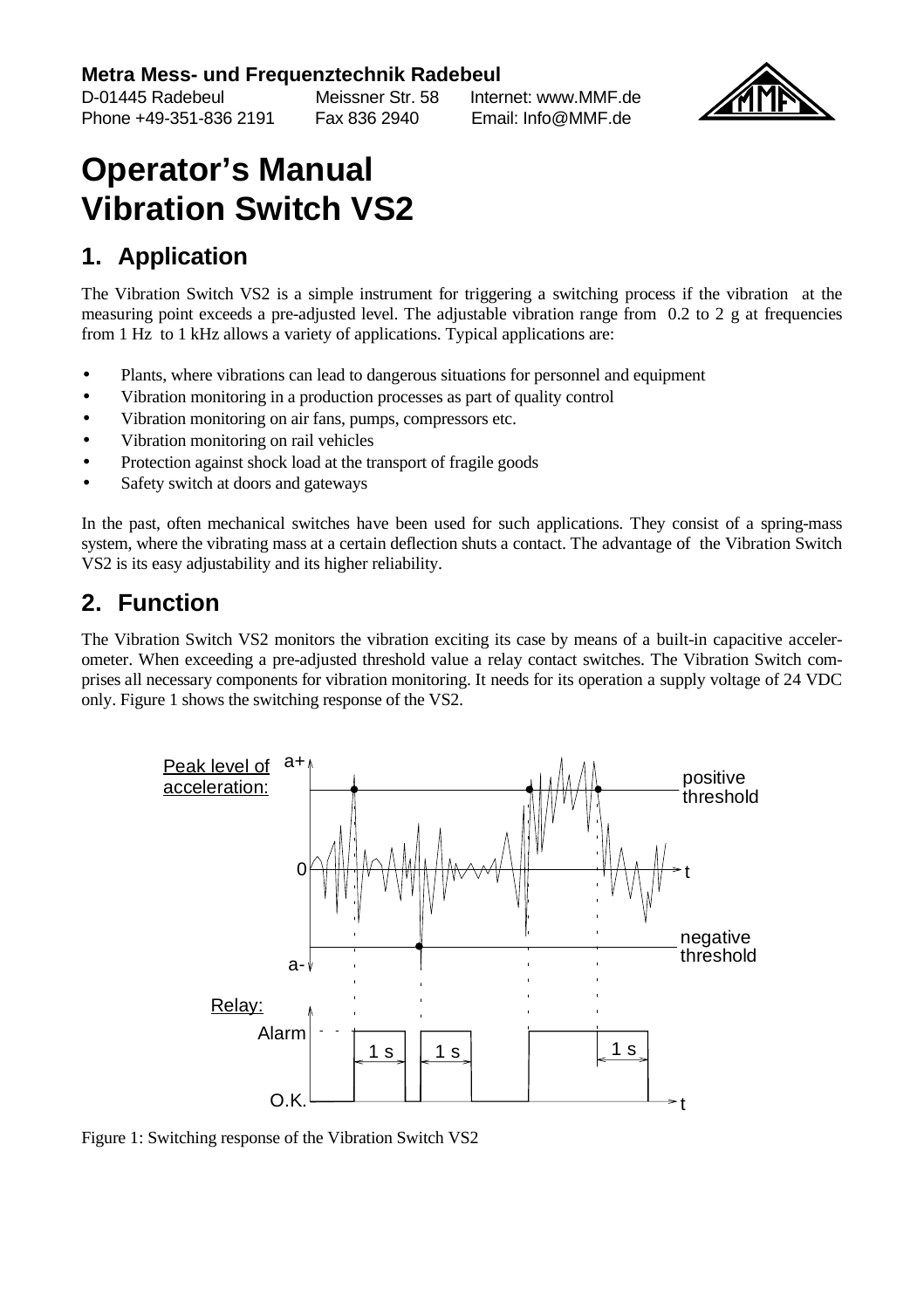**Metra Mess- und Frequenztechnik Radebeul**

D-01445 Radebeul Meissner Str. 58 Internet: www.MMF.de
Phone +49-351-836 2191 Fax 836 2940 Email: Info@MMF.de

# Operator's Manual Vibration Switch VS2

## 1. Application

The Vibration Switch VS2 is a simple instrument for triggering a switching process if the vibration at the measuring point exceeds a pre-adjusted level. The adjustable vibration range from 0.2 to 2 g at frequencies from 1 Hz to 1 kHz allows a variety of applications. Typical applications are:

- Plants, where vibrations can lead to dangerous situations for personnel and equipment
- Vibration monitoring in a production processes as part of quality control
- Vibration monitoring on air fans, pumps, compressors etc.
- Vibration monitoring on rail vehicles
- Protection against shock load at the transport of fragile goods
- Safety switch at doors and gateways

In the past, often mechanical switches have been used for such applications. They consist of a spring-mass system, where the vibrating mass at a certain deflection shuts a contact. The advantage of the Vibration Switch VS2 is its easy adjustability and its higher reliability.

## 2. Function

The Vibration Switch VS2 monitors the vibration exciting its case by means of a built-in capacitive accelerometer. When exceeding a pre-adjusted threshold value a relay contact switches. The Vibration Switch comprises all necessary components for vibration monitoring. It needs for its operation a supply voltage of 24 VDC only. Figure 1 shows the switching response of the VS2.

Peak level of acceleration:
a+
positive threshold
0
t
negative threshold
a-
Relay:
Alarm
1 s
1 s
1 s
O.K.
t

Figure 1: Switching response of the Vibration Switch VS2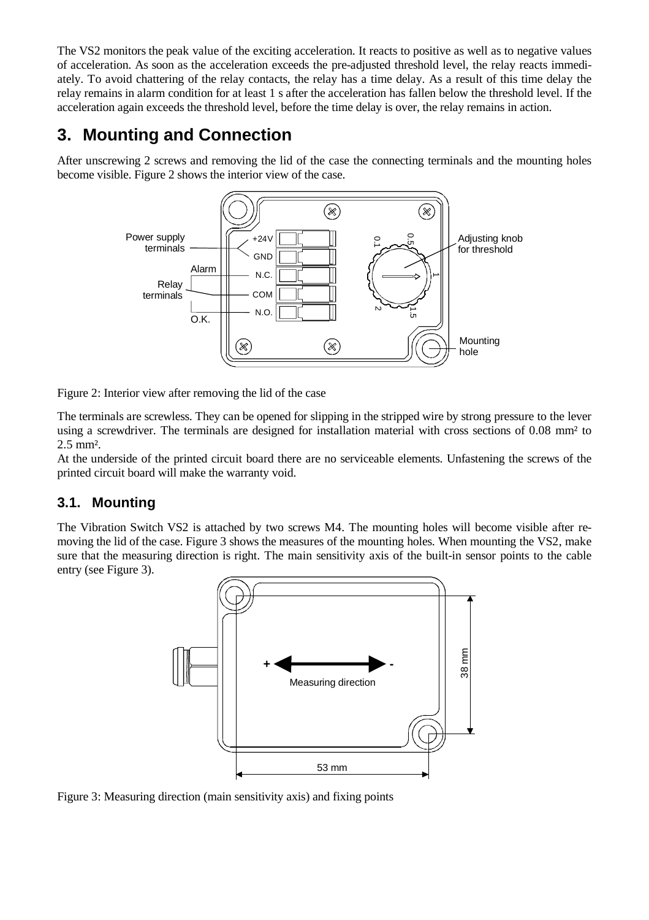The VS2 monitors the peak value of the exciting acceleration. It reacts to positive as well as to negative values of acceleration. As soon as the acceleration exceeds the pre-adjusted threshold level, the relay reacts immediately. To avoid chattering of the relay contacts, the relay has a time delay. As a result of this time delay the relay remains in alarm condition for at least 1 s after the acceleration has fallen below the threshold level. If the acceleration again exceeds the threshold level, before the time delay is over, the relay remains in action.

# 3. Mounting and Connection

After unscrewing 2 screws and removing the lid of the case the connecting terminals and the mounting holes become visible. Figure 2 shows the interior view of the case.

Power supply terminals
+24V
GND
Alarm
Relay terminals
N.C.
COM
N.O.
O.K.
0.1
0.5
1
1.5
2
Adjusting knob for threshold
Mounting hole

Figure 2: Interior view after removing the lid of the case

The terminals are screwless. They can be opened for slipping in the stripped wire by strong pressure to the lever using a screwdriver. The terminals are designed for installation material with cross sections of 0.08 mm² to 2.5 mm².

At the underside of the printed circuit board there are no serviceable elements. Unfastening the screws of the printed circuit board will make the warranty void.

## 3.1. Mounting

The Vibration Switch VS2 is attached by two screws M4. The mounting holes will become visible after removing the lid of the case. Figure 3 shows the measures of the mounting holes. When mounting the VS2, make sure that the measuring direction is right. The main sensitivity axis of the built-in sensor points to the cable entry (see Figure 3).

+
-
Measuring direction
38 mm
53 mm

Figure 3: Measuring direction (main sensitivity axis) and fixing points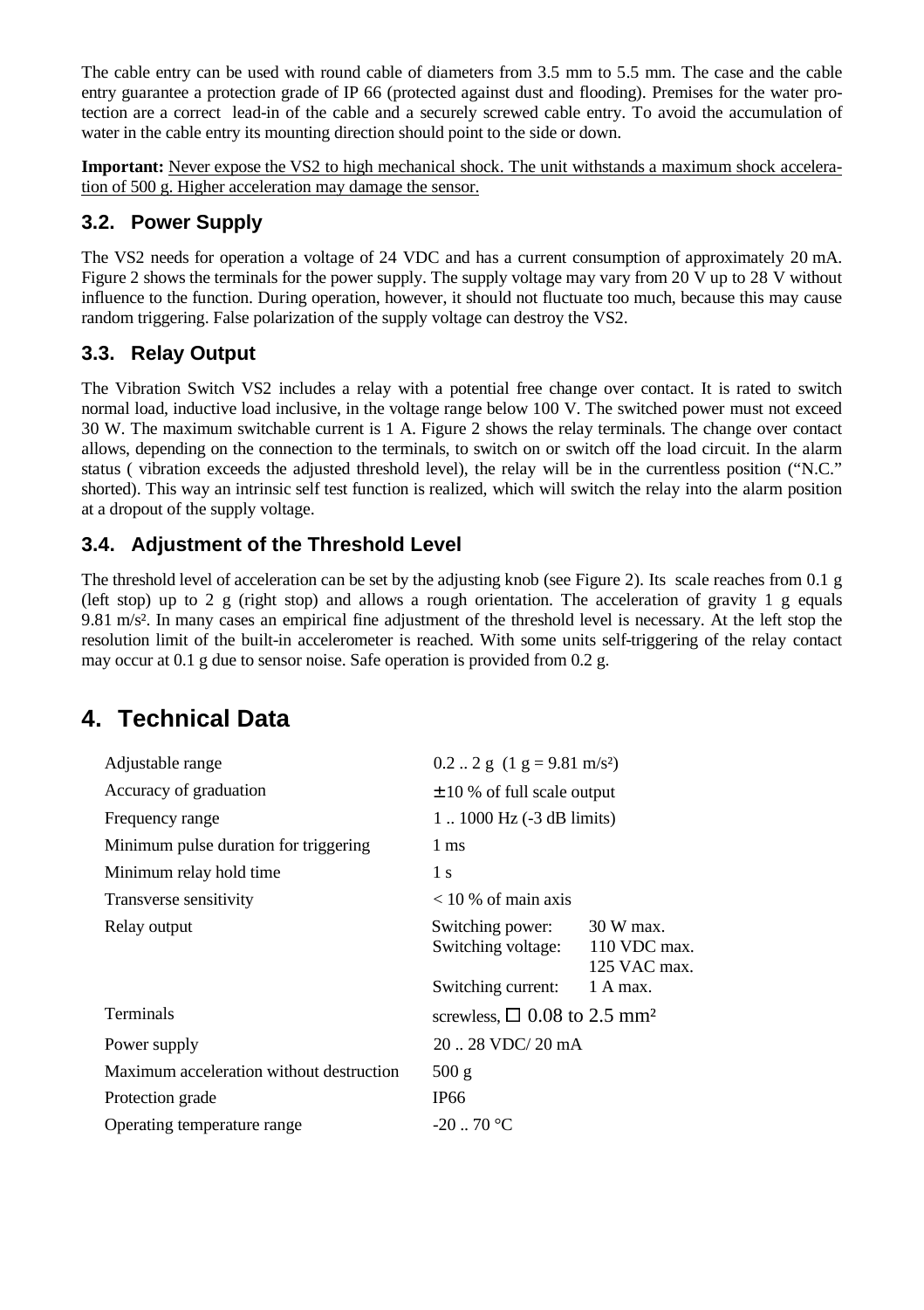The cable entry can be used with round cable of diameters from 3.5 mm to 5.5 mm. The case and the cable entry guarantee a protection grade of IP 66 (protected against dust and flooding). Premises for the water protection are a correct lead-in of the cable and a securely screwed cable entry. To avoid the accumulation of water in the cable entry its mounting direction should point to the side or down.

**Important:** Never expose the VS2 to high mechanical shock. The unit withstands a maximum shock acceleration of 500 g. Higher acceleration may damage the sensor.

### 3.2. Power Supply

The VS2 needs for operation a voltage of 24 VDC and has a current consumption of approximately 20 mA. Figure 2 shows the terminals for the power supply. The supply voltage may vary from 20 V up to 28 V without influence to the function. During operation, however, it should not fluctuate too much, because this may cause random triggering. False polarization of the supply voltage can destroy the VS2.

### 3.3. Relay Output

The Vibration Switch VS2 includes a relay with a potential free change over contact. It is rated to switch normal load, inductive load inclusive, in the voltage range below 100 V. The switched power must not exceed 30 W. The maximum switchable current is 1 A. Figure 2 shows the relay terminals. The change over contact allows, depending on the connection to the terminals, to switch on or switch off the load circuit. In the alarm status ( vibration exceeds the adjusted threshold level), the relay will be in the currentless position ("N.C." shorted). This way an intrinsic self test function is realized, which will switch the relay into the alarm position at a dropout of the supply voltage.

### 3.4. Adjustment of the Threshold Level

The threshold level of acceleration can be set by the adjusting knob (see Figure 2). Its scale reaches from 0.1 g (left stop) up to 2 g (right stop) and allows a rough orientation. The acceleration of gravity 1 g equals 9.81 m/s². In many cases an empirical fine adjustment of the threshold level is necessary. At the left stop the resolution limit of the built-in accelerometer is reached. With some units self-triggering of the relay contact may occur at 0.1 g due to sensor noise. Safe operation is provided from 0.2 g.

## 4. Technical Data

| | |
|---|---|
| Adjustable range | 0.2 .. 2 g (1 g = 9.81 m/s²) |
| Accuracy of graduation | ± 10 % of full scale output |
| Frequency range | 1 .. 1000 Hz (-3 dB limits) |
| Minimum pulse duration for triggering | 1 ms |
| Minimum relay hold time | 1 s |
| Transverse sensitivity | < 10 % of main axis |
| Relay output | Switching power: 30 W max.<br>Switching voltage: 110 VDC max., 125 VAC max.<br>Switching current: 1 A max. |
| Terminals | screwless, □ 0.08 to 2.5 mm² |
| Power supply | 20 .. 28 VDC/ 20 mA |
| Maximum acceleration without destruction | 500 g |
| Protection grade | IP66 |
| Operating temperature range | -20 .. 70 °C |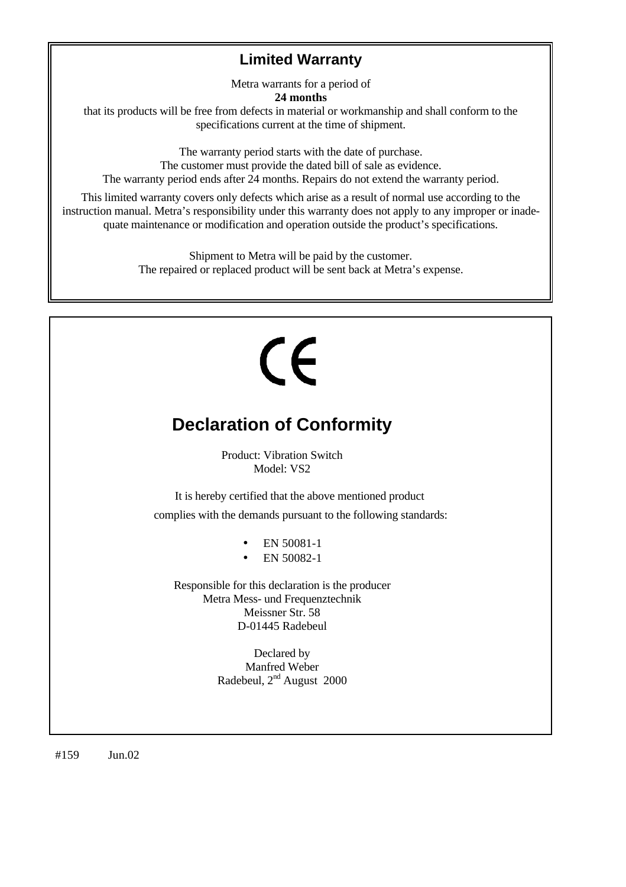## Limited Warranty

Metra warrants for a period of
**24 months**
that its products will be free from defects in material or workmanship and shall conform to the specifications current at the time of shipment.

The warranty period starts with the date of purchase.
The customer must provide the dated bill of sale as evidence.
The warranty period ends after 24 months. Repairs do not extend the warranty period.

This limited warranty covers only defects which arise as a result of normal use according to the instruction manual. Metra's responsibility under this warranty does not apply to any improper or inadequate maintenance or modification and operation outside the product's specifications.

Shipment to Metra will be paid by the customer.
The repaired or replaced product will be sent back at Metra's expense.

CE

## Declaration of Conformity

Product: Vibration Switch
Model: VS2

It is hereby certified that the above mentioned product

complies with the demands pursuant to the following standards:

- EN 50081-1
- EN 50082-1

Responsible for this declaration is the producer
Metra Mess- und Frequenztechnik
Meissner Str. 58
D-01445 Radebeul

Declared by
Manfred Weber
Radebeul, 2nd August 2000

#159 Jun.02